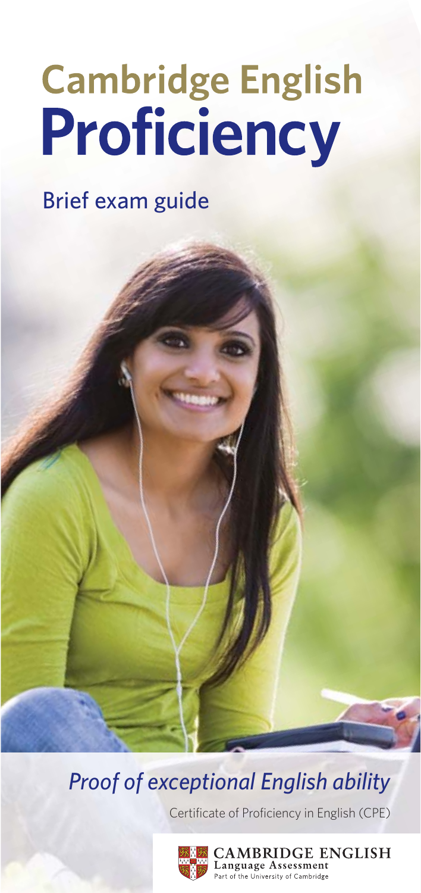# Cambridge English Proficiency

## Brief exam guide

*Proof of exceptional English ability*

Certificate of Proficiency in English (CPE)

CAMBRIDGE ENGLISH
Language Assessment
Part of the University of Cambridge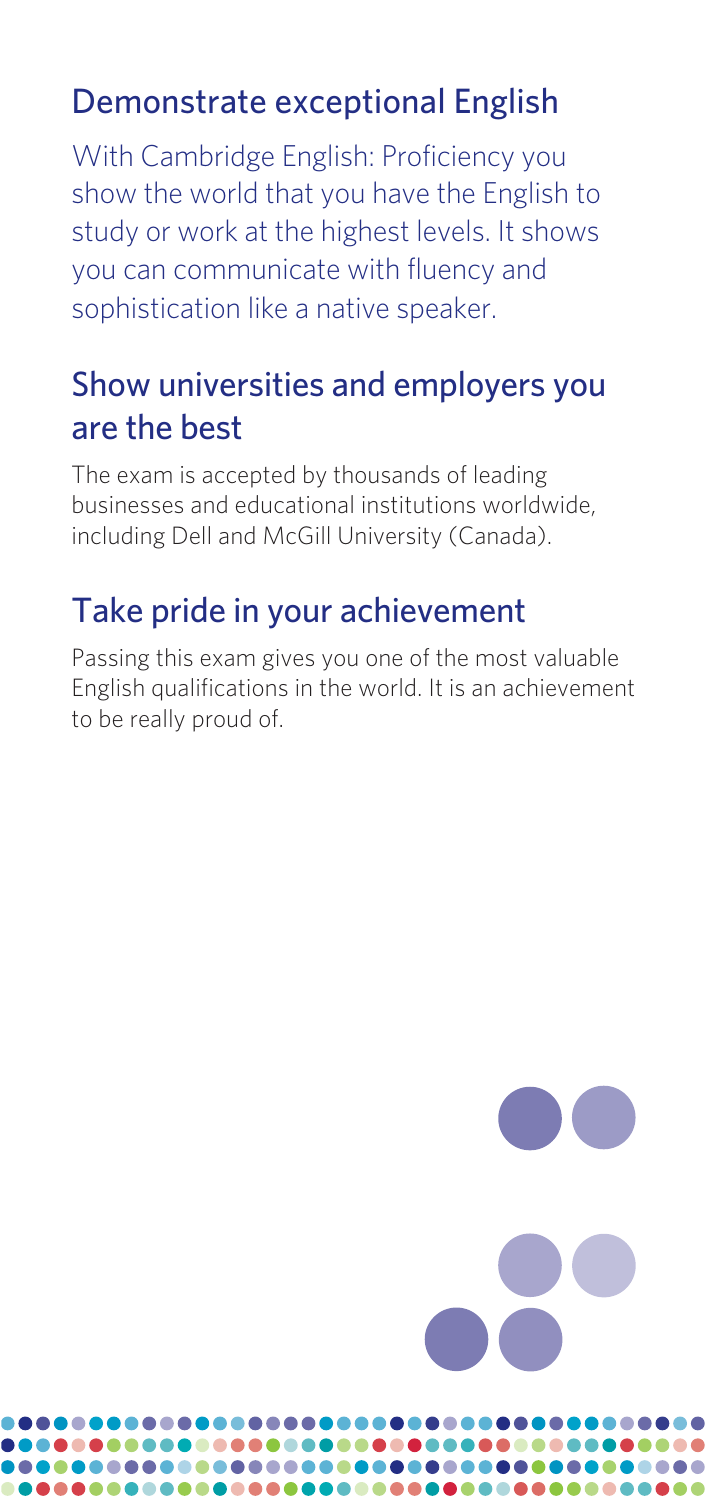## Demonstrate exceptional English

With Cambridge English: Proficiency you show the world that you have the English to study or work at the highest levels. It shows you can communicate with fluency and sophistication like a native speaker.

## Show universities and employers you are the best

The exam is accepted by thousands of leading businesses and educational institutions worldwide, including Dell and McGill University (Canada).

## Take pride in your achievement

Passing this exam gives you one of the most valuable English qualifications in the world. It is an achievement to be really proud of.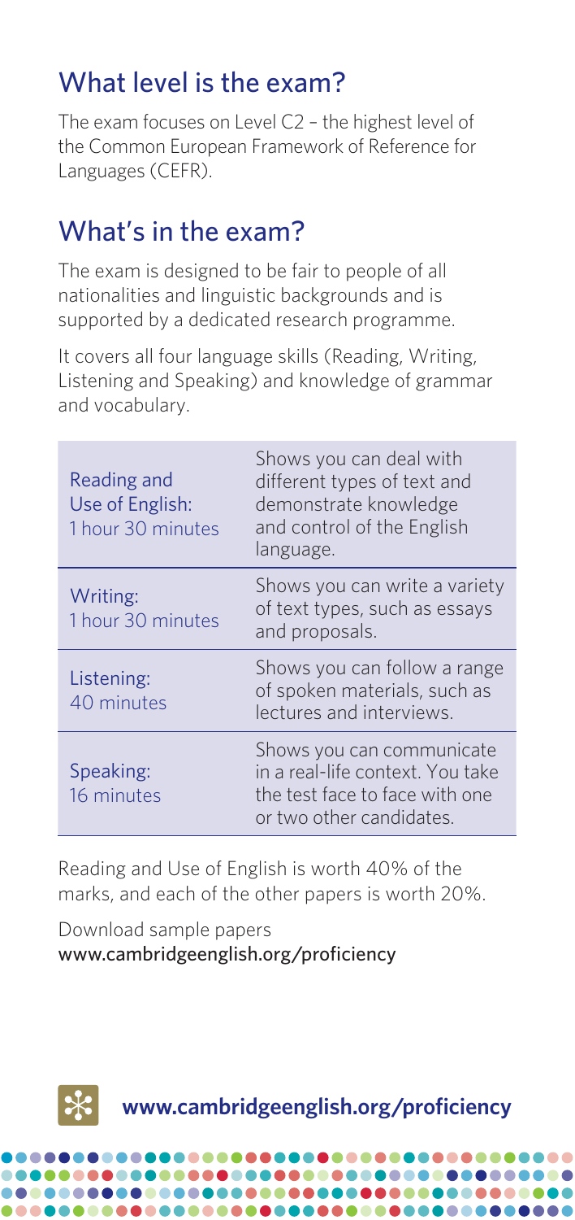## What level is the exam?

The exam focuses on Level C2 – the highest level of the Common European Framework of Reference for Languages (CEFR).

## What's in the exam?

The exam is designed to be fair to people of all nationalities and linguistic backgrounds and is supported by a dedicated research programme.

It covers all four language skills (Reading, Writing, Listening and Speaking) and knowledge of grammar and vocabulary.

| Paper | Description |
|---|---|
| Reading and Use of English: 1 hour 30 minutes | Shows you can deal with different types of text and demonstrate knowledge and control of the English language. |
| Writing: 1 hour 30 minutes | Shows you can write a variety of text types, such as essays and proposals. |
| Listening: 40 minutes | Shows you can follow a range of spoken materials, such as lectures and interviews. |
| Speaking: 16 minutes | Shows you can communicate in a real-life context. You take the test face to face with one or two other candidates. |

Reading and Use of English is worth 40% of the marks, and each of the other papers is worth 20%.

Download sample papers
www.cambridgeenglish.org/proficiency

**www.cambridgeenglish.org/proficiency**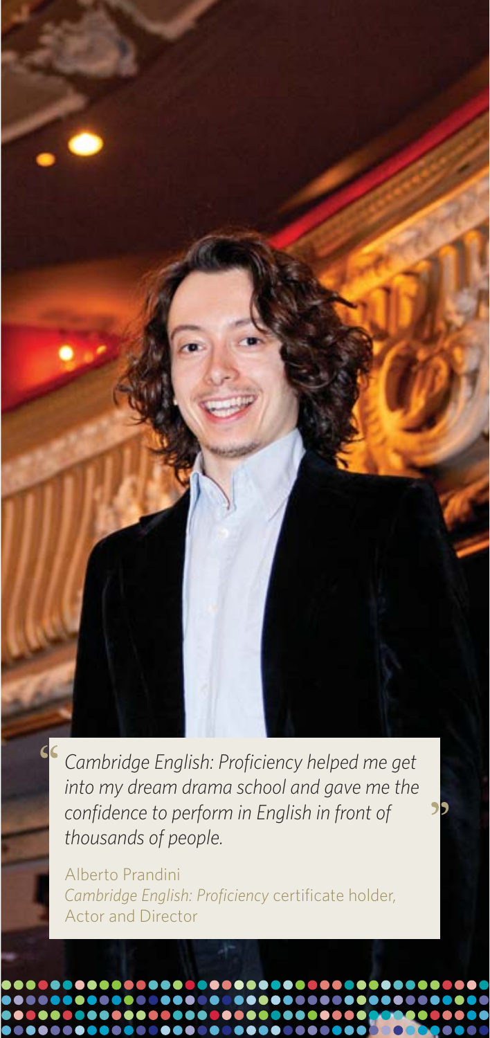> *Cambridge English: Proficiency helped me get into my dream drama school and gave me the confidence to perform in English in front of thousands of people.*

Alberto Prandini
*Cambridge English: Proficiency* certificate holder,
Actor and Director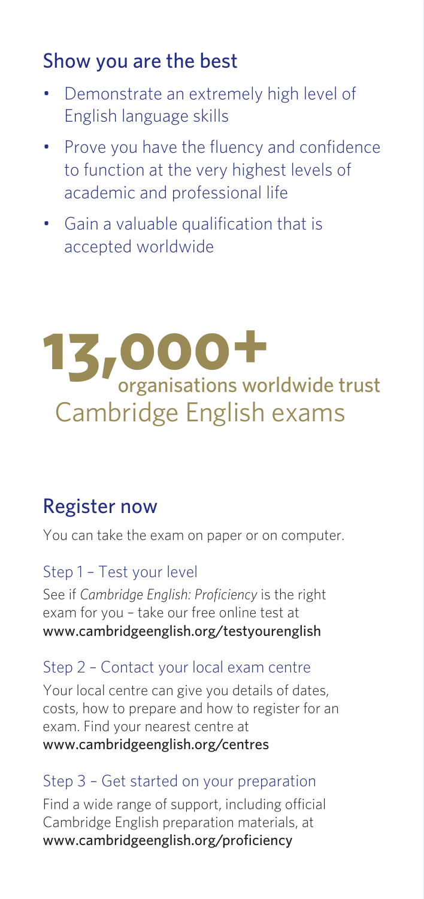## Show you are the best

- Demonstrate an extremely high level of English language skills
- Prove you have the fluency and confidence to function at the very highest levels of academic and professional life
- Gain a valuable qualification that is accepted worldwide

**13,000+** organisations worldwide trust Cambridge English exams

## Register now

You can take the exam on paper or on computer.

### Step 1 – Test your level

See if *Cambridge English: Proficiency* is the right exam for you – take our free online test at **www.cambridgeenglish.org/testyourenglish**

### Step 2 – Contact your local exam centre

Your local centre can give you details of dates, costs, how to prepare and how to register for an exam. Find your nearest centre at **www.cambridgeenglish.org/centres**

### Step 3 – Get started on your preparation

Find a wide range of support, including official Cambridge English preparation materials, at **www.cambridgeenglish.org/proficiency**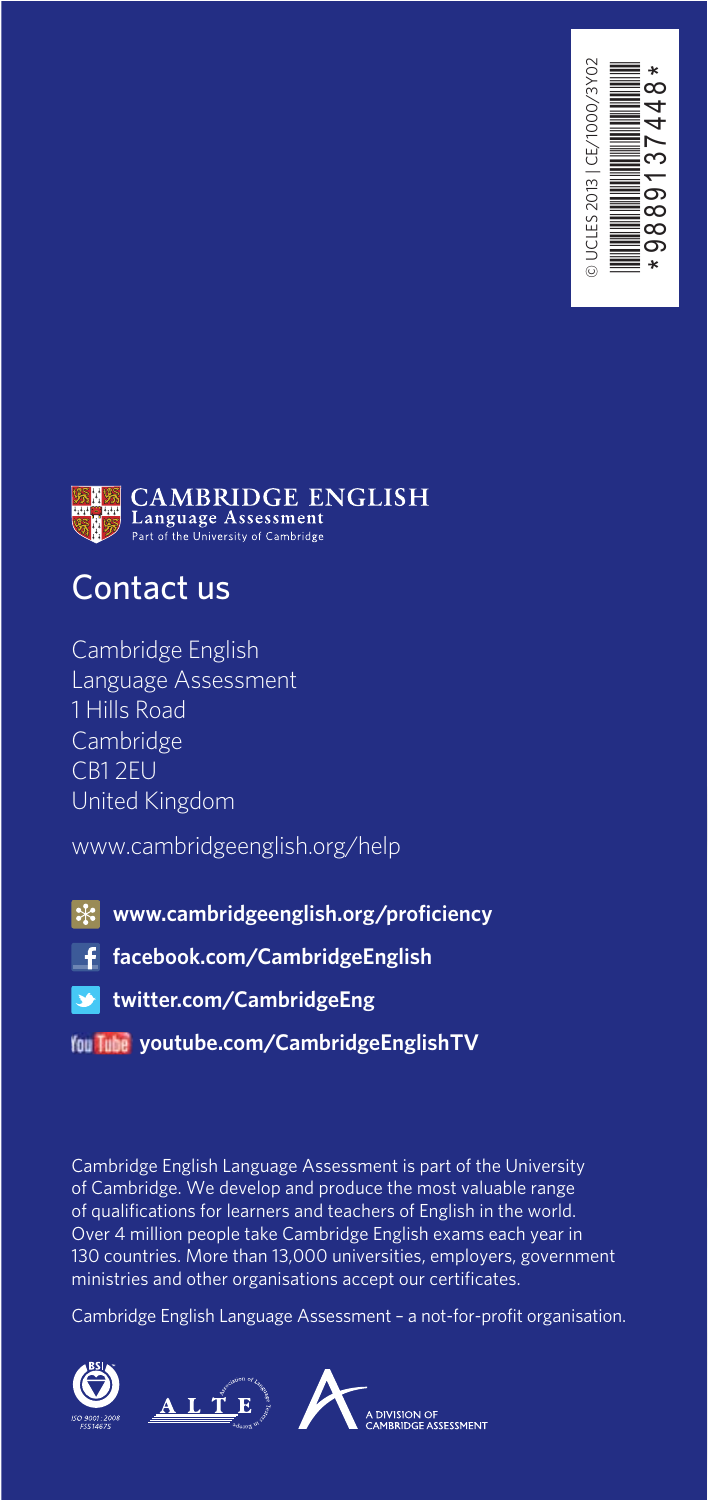© UCLES 2013 | CE/1000/3Y02

*9889137448*

CAMBRIDGE ENGLISH
Language Assessment
Part of the University of Cambridge

# Contact us

Cambridge English
Language Assessment
1 Hills Road
Cambridge
CB1 2EU
United Kingdom

www.cambridgeenglish.org/help

**www.cambridgeenglish.org/proficiency**

**facebook.com/CambridgeEnglish**

**twitter.com/CambridgeEng**

**youtube.com/CambridgeEnglishTV**

Cambridge English Language Assessment is part of the University of Cambridge. We develop and produce the most valuable range of qualifications for learners and teachers of English in the world. Over 4 million people take Cambridge English exams each year in 130 countries. More than 13,000 universities, employers, government ministries and other organisations accept our certificates.

Cambridge English Language Assessment – a not-for-profit organisation.

ISO 9001 : 2008
FS 514675

ALTE

A DIVISION OF
CAMBRIDGE ASSESSMENT